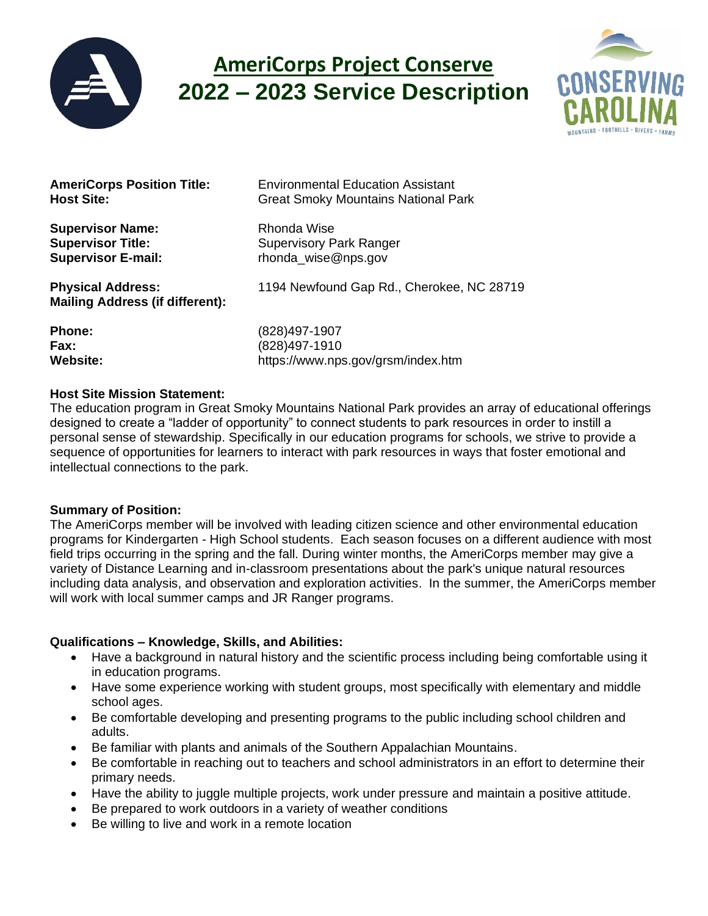# AmeriCorps Project Conserve
## 2022 – 2023 Service Description

**AmeriCorps Position Title:** Environmental Education Assistant
**Host Site:** Great Smoky Mountains National Park

**Supervisor Name:** Rhonda Wise
**Supervisor Title:** Supervisory Park Ranger
**Supervisor E-mail:** rhonda_wise@nps.gov

**Physical Address:** 1194 Newfound Gap Rd., Cherokee, NC 28719
**Mailing Address (if different):**

**Phone:** (828)497-1907
**Fax:** (828)497-1910
**Website:** https://www.nps.gov/grsm/index.htm

**Host Site Mission Statement:**
The education program in Great Smoky Mountains National Park provides an array of educational offerings designed to create a "ladder of opportunity" to connect students to park resources in order to instill a personal sense of stewardship. Specifically in our education programs for schools, we strive to provide a sequence of opportunities for learners to interact with park resources in ways that foster emotional and intellectual connections to the park.

**Summary of Position:**
The AmeriCorps member will be involved with leading citizen science and other environmental education programs for Kindergarten - High School students. Each season focuses on a different audience with most field trips occurring in the spring and the fall. During winter months, the AmeriCorps member may give a variety of Distance Learning and in-classroom presentations about the park's unique natural resources including data analysis, and observation and exploration activities. In the summer, the AmeriCorps member will work with local summer camps and JR Ranger programs.

**Qualifications – Knowledge, Skills, and Abilities:**

- Have a background in natural history and the scientific process including being comfortable using it in education programs.
- Have some experience working with student groups, most specifically with elementary and middle school ages.
- Be comfortable developing and presenting programs to the public including school children and adults.
- Be familiar with plants and animals of the Southern Appalachian Mountains.
- Be comfortable in reaching out to teachers and school administrators in an effort to determine their primary needs.
- Have the ability to juggle multiple projects, work under pressure and maintain a positive attitude.
- Be prepared to work outdoors in a variety of weather conditions
- Be willing to live and work in a remote location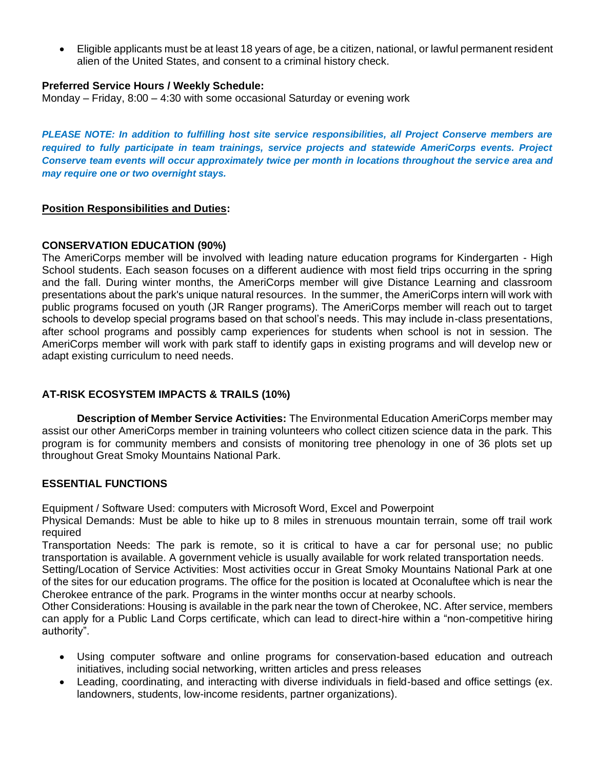- Eligible applicants must be at least 18 years of age, be a citizen, national, or lawful permanent resident alien of the United States, and consent to a criminal history check.

**Preferred Service Hours / Weekly Schedule:**
Monday – Friday, 8:00 – 4:30 with some occasional Saturday or evening work

***PLEASE NOTE: In addition to fulfilling host site service responsibilities, all Project Conserve members are required to fully participate in team trainings, service projects and statewide AmeriCorps events. Project Conserve team events will occur approximately twice per month in locations throughout the service area and may require one or two overnight stays.***

**Position Responsibilities and Duties:**

**CONSERVATION EDUCATION (90%)**
The AmeriCorps member will be involved with leading nature education programs for Kindergarten - High School students. Each season focuses on a different audience with most field trips occurring in the spring and the fall. During winter months, the AmeriCorps member will give Distance Learning and classroom presentations about the park's unique natural resources. In the summer, the AmeriCorps intern will work with public programs focused on youth (JR Ranger programs). The AmeriCorps member will reach out to target schools to develop special programs based on that school's needs. This may include in-class presentations, after school programs and possibly camp experiences for students when school is not in session. The AmeriCorps member will work with park staff to identify gaps in existing programs and will develop new or adapt existing curriculum to need needs.

**AT-RISK ECOSYSTEM IMPACTS & TRAILS (10%)**

**Description of Member Service Activities:** The Environmental Education AmeriCorps member may assist our other AmeriCorps member in training volunteers who collect citizen science data in the park. This program is for community members and consists of monitoring tree phenology in one of 36 plots set up throughout Great Smoky Mountains National Park.

**ESSENTIAL FUNCTIONS**

Equipment / Software Used: computers with Microsoft Word, Excel and Powerpoint
Physical Demands: Must be able to hike up to 8 miles in strenuous mountain terrain, some off trail work required
Transportation Needs: The park is remote, so it is critical to have a car for personal use; no public transportation is available. A government vehicle is usually available for work related transportation needs.
Setting/Location of Service Activities: Most activities occur in Great Smoky Mountains National Park at one of the sites for our education programs. The office for the position is located at Oconaluftee which is near the Cherokee entrance of the park. Programs in the winter months occur at nearby schools.
Other Considerations: Housing is available in the park near the town of Cherokee, NC. After service, members can apply for a Public Land Corps certificate, which can lead to direct-hire within a "non-competitive hiring authority".

- Using computer software and online programs for conservation-based education and outreach initiatives, including social networking, written articles and press releases
- Leading, coordinating, and interacting with diverse individuals in field-based and office settings (ex. landowners, students, low-income residents, partner organizations).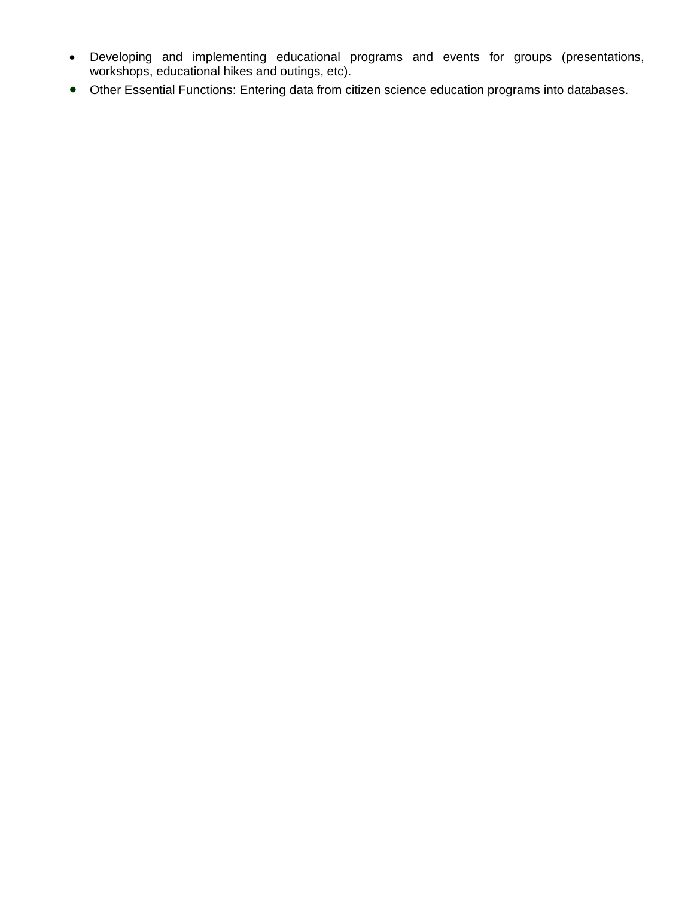- Developing and implementing educational programs and events for groups (presentations, workshops, educational hikes and outings, etc).
- Other Essential Functions: Entering data from citizen science education programs into databases.